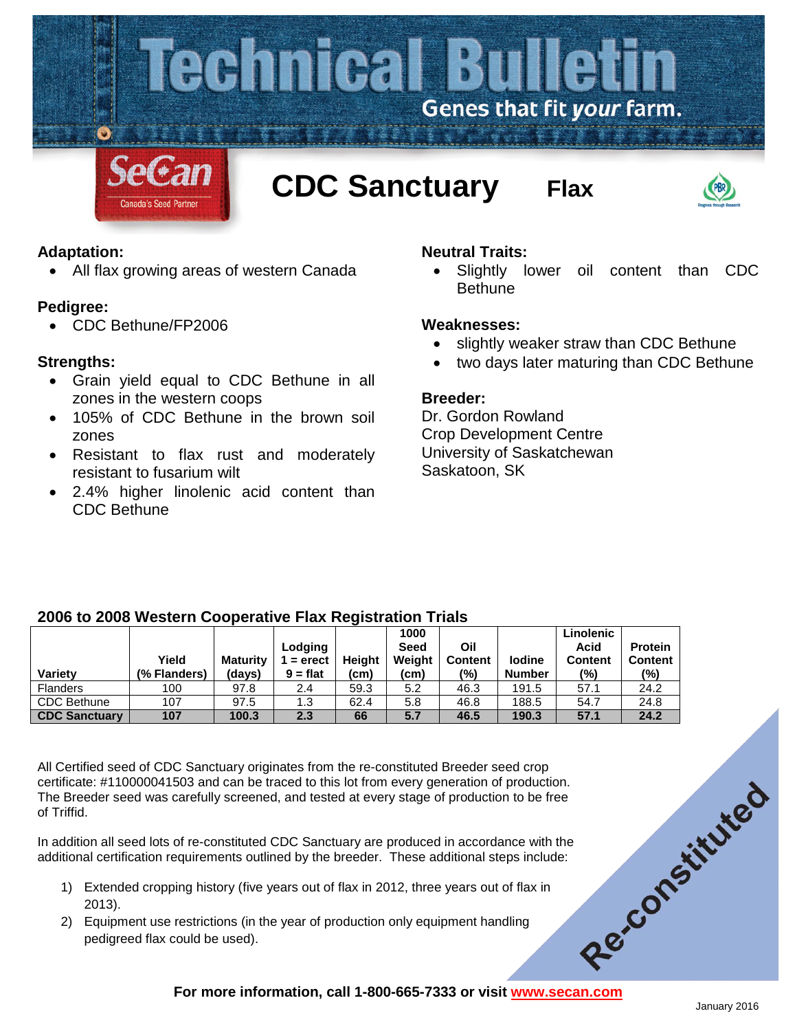# Technical Bulletin

Genes that fit *your* farm.

SeCan
Canada's Seed Partner

## CDC Sanctuary Flax

### Adaptation:
- All flax growing areas of western Canada

### Pedigree:
- CDC Bethune/FP2006

### Strengths:
- Grain yield equal to CDC Bethune in all zones in the western coops
- 105% of CDC Bethune in the brown soil zones
- Resistant to flax rust and moderately resistant to fusarium wilt
- 2.4% higher linolenic acid content than CDC Bethune

### Neutral Traits:
- Slightly lower oil content than CDC Bethune

### Weaknesses:
- slightly weaker straw than CDC Bethune
- two days later maturing than CDC Bethune

### Breeder:
Dr. Gordon Rowland
Crop Development Centre
University of Saskatchewan
Saskatoon, SK

### 2006 to 2008 Western Cooperative Flax Registration Trials

| Variety | Yield (% Flanders) | Maturity (days) | Lodging 1 = erect 9 = flat | Height (cm) | 1000 Seed Weight (cm) | Oil Content (%) | Iodine Number | Linolenic Acid Content (%) | Protein Content (%) |
|---|---|---|---|---|---|---|---|---|---|
| Flanders | 100 | 97.8 | 2.4 | 59.3 | 5.2 | 46.3 | 191.5 | 57.1 | 24.2 |
| CDC Bethune | 107 | 97.5 | 1.3 | 62.4 | 5.8 | 46.8 | 188.5 | 54.7 | 24.8 |
| **CDC Sanctuary** | **107** | **100.3** | **2.3** | **66** | **5.7** | **46.5** | **190.3** | **57.1** | **24.2** |

All Certified seed of CDC Sanctuary originates from the re-constituted Breeder seed crop certificate: #110000041503 and can be traced to this lot from every generation of production. The Breeder seed was carefully screened, and tested at every stage of production to be free of Triffid.

In addition all seed lots of re-constituted CDC Sanctuary are produced in accordance with the additional certification requirements outlined by the breeder. These additional steps include:

1) Extended cropping history (five years out of flax in 2012, three years out of flax in 2013).
2) Equipment use restrictions (in the year of production only equipment handling pedigreed flax could be used).

Re-constituted

**For more information, call 1-800-665-7333 or visit [www.secan.com](http://www.secan.com)**

January 2016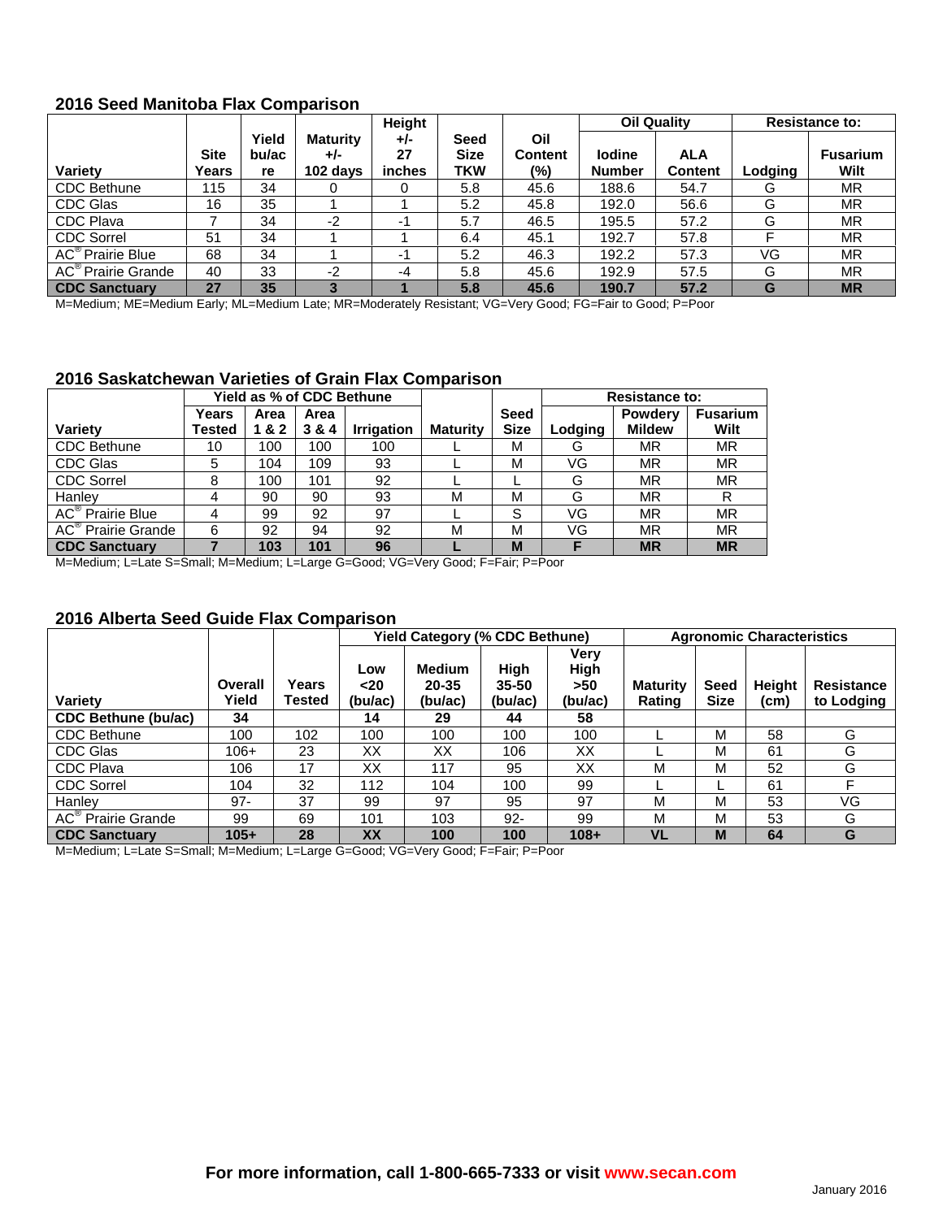## 2016 Seed Manitoba Flax Comparison

| Variety | Site Years | Yield bu/acre | Maturity +/- 102 days | Height +/- 27 inches | Seed Size TKW | Oil Content (%) | Oil Quality | | Resistance to: | |
|---|---|---|---|---|---|---|---|---|---|---|
| | | | | | | | Iodine Number | ALA Content | Lodging | Fusarium Wilt |
| CDC Bethune | 115 | 34 | 0 | 0 | 5.8 | 45.6 | 188.6 | 54.7 | G | MR |
| CDC Glas | 16 | 35 | 1 | 1 | 5.2 | 45.8 | 192.0 | 56.6 | G | MR |
| CDC Plava | 7 | 34 | -2 | -1 | 5.7 | 46.5 | 195.5 | 57.2 | G | MR |
| CDC Sorrel | 51 | 34 | 1 | 1 | 6.4 | 45.1 | 192.7 | 57.8 | F | MR |
| AC® Prairie Blue | 68 | 34 | 1 | -1 | 5.2 | 46.3 | 192.2 | 57.3 | VG | MR |
| AC® Prairie Grande | 40 | 33 | -2 | -4 | 5.8 | 45.6 | 192.9 | 57.5 | G | MR |
| **CDC Sanctuary** | **27** | **35** | **3** | **1** | **5.8** | **45.6** | **190.7** | **57.2** | **G** | **MR** |

M=Medium; ME=Medium Early; ML=Medium Late; MR=Moderately Resistant; VG=Very Good; FG=Fair to Good; P=Poor

## 2016 Saskatchewan Varieties of Grain Flax Comparison

| Variety | Yield as % of CDC Bethune | | | | Maturity | Seed Size | Resistance to: | | |
|---|---|---|---|---|---|---|---|---|---|
| | Years Tested | Area 1 & 2 | Area 3 & 4 | Irrigation | | | Lodging | Powdery Mildew | Fusarium Wilt |
| CDC Bethune | 10 | 100 | 100 | 100 | L | M | G | MR | MR |
| CDC Glas | 5 | 104 | 109 | 93 | L | M | VG | MR | MR |
| CDC Sorrel | 8 | 100 | 101 | 92 | L | L | G | MR | MR |
| Hanley | 4 | 90 | 90 | 93 | M | M | G | MR | R |
| AC® Prairie Blue | 4 | 99 | 92 | 97 | L | S | VG | MR | MR |
| AC® Prairie Grande | 6 | 92 | 94 | 92 | M | M | VG | MR | MR |
| **CDC Sanctuary** | **7** | **103** | **101** | **96** | **L** | **M** | **F** | **MR** | **MR** |

M=Medium; L=Late S=Small; M=Medium; L=Large G=Good; VG=Very Good; F=Fair; P=Poor

## 2016 Alberta Seed Guide Flax Comparison

| Variety | Overall Yield | Years Tested | Yield Category (% CDC Bethune) | | | | Agronomic Characteristics | | | |
|---|---|---|---|---|---|---|---|---|---|---|
| | | | Low <20 (bu/ac) | Medium 20-35 (bu/ac) | High 35-50 (bu/ac) | Very High >50 (bu/ac) | Maturity Rating | Seed Size | Height (cm) | Resistance to Lodging |
| **CDC Bethune (bu/ac)** | **34** | | **14** | **29** | **44** | **58** | | | | |
| CDC Bethune | 100 | 102 | 100 | 100 | 100 | 100 | L | M | 58 | G |
| CDC Glas | 106+ | 23 | XX | XX | 106 | XX | L | M | 61 | G |
| CDC Plava | 106 | 17 | XX | 117 | 95 | XX | M | M | 52 | G |
| CDC Sorrel | 104 | 32 | 112 | 104 | 100 | 99 | L | L | 61 | F |
| Hanley | 97- | 37 | 99 | 97 | 95 | 97 | M | M | 53 | VG |
| AC® Prairie Grande | 99 | 69 | 101 | 103 | 92- | 99 | M | M | 53 | G |
| **CDC Sanctuary** | **105+** | **28** | **XX** | **100** | **100** | **108+** | **VL** | **M** | **64** | **G** |

M=Medium; L=Late S=Small; M=Medium; L=Large G=Good; VG=Very Good; F=Fair; P=Poor

**For more information, call 1-800-665-7333 or visit www.secan.com**

January 2016